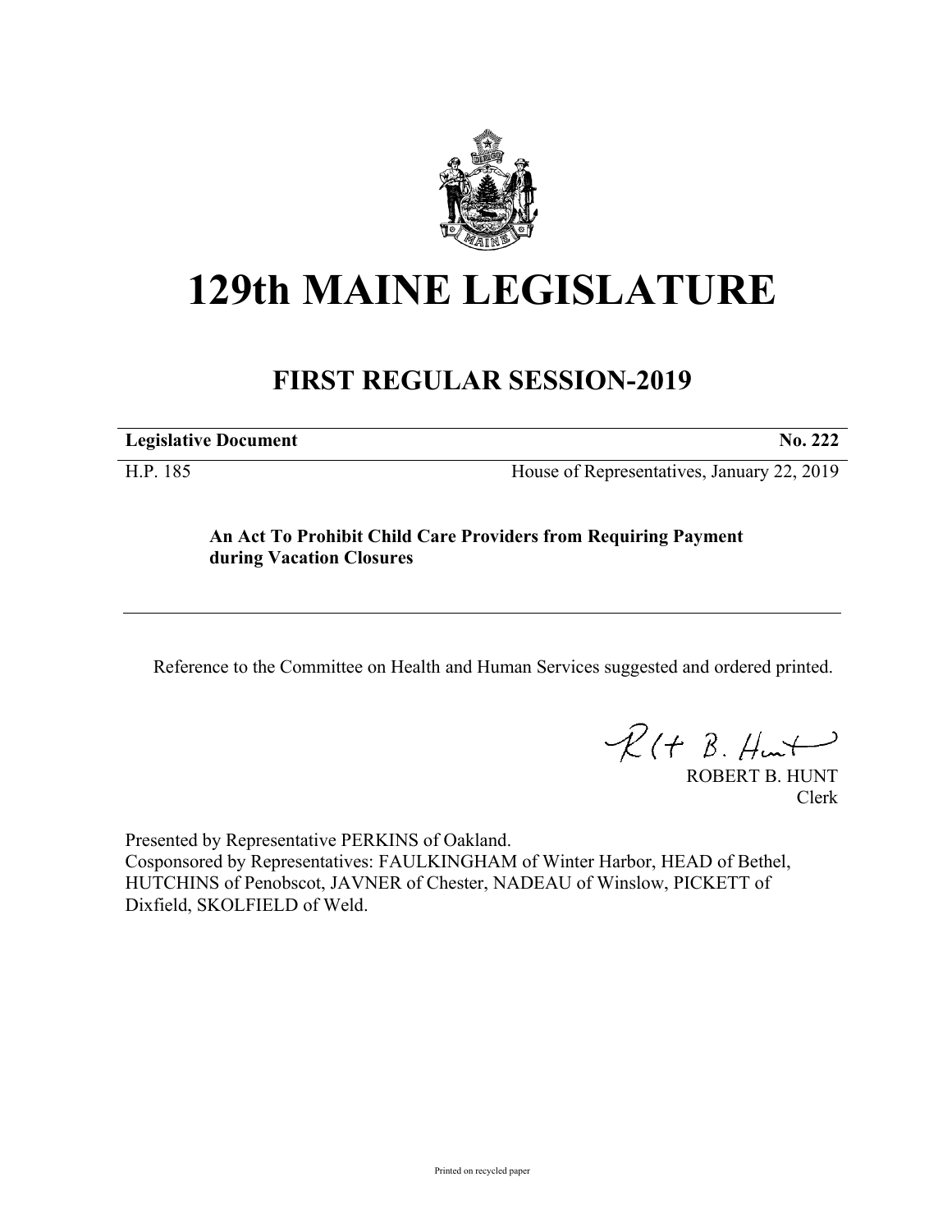# 129th MAINE LEGISLATURE

## FIRST REGULAR SESSION-2019

**Legislative Document** **No. 222**

H.P. 185 House of Representatives, January 22, 2019

**An Act To Prohibit Child Care Providers from Requiring Payment during Vacation Closures**

Reference to the Committee on Health and Human Services suggested and ordered printed.

ROBERT B. HUNT
Clerk

Presented by Representative PERKINS of Oakland.
Cosponsored by Representatives: FAULKINGHAM of Winter Harbor, HEAD of Bethel, HUTCHINS of Penobscot, JAVNER of Chester, NADEAU of Winslow, PICKETT of Dixfield, SKOLFIELD of Weld.

Printed on recycled paper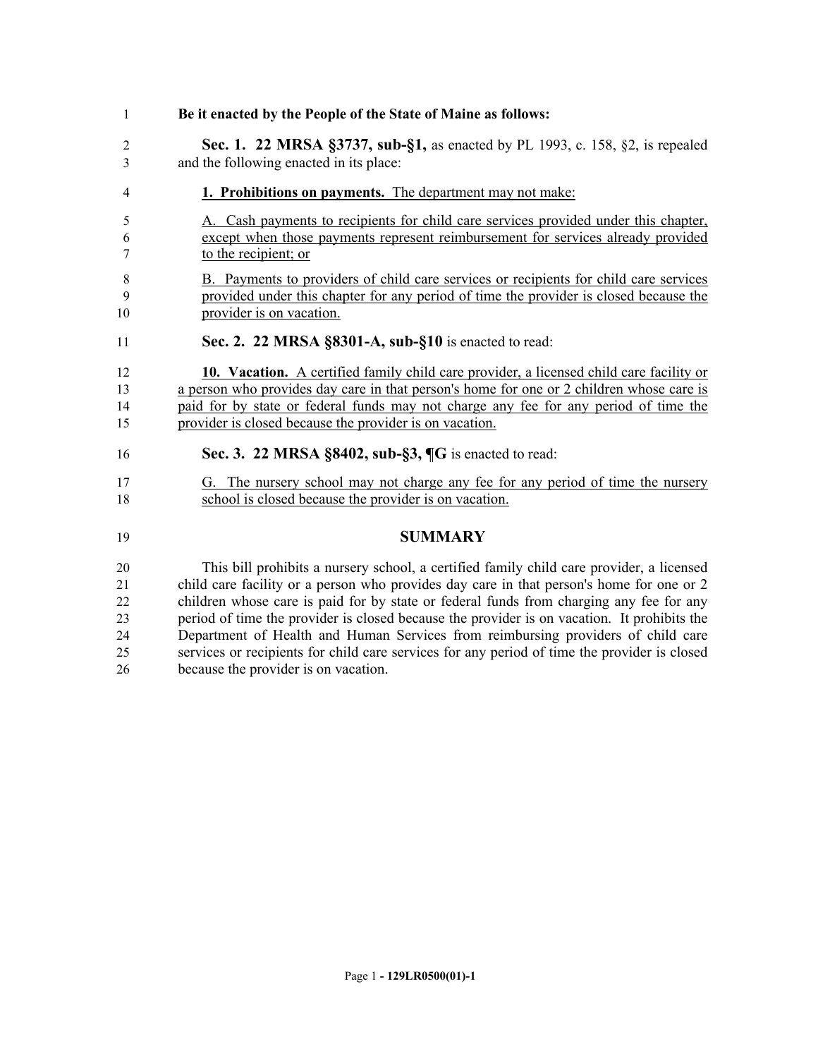**Be it enacted by the People of the State of Maine as follows:**

**Sec. 1. 22 MRSA §3737, sub-§1,** as enacted by PL 1993, c. 158, §2, is repealed and the following enacted in its place:

**1. Prohibitions on payments.** The department may not make:

A. Cash payments to recipients for child care services provided under this chapter, except when those payments represent reimbursement for services already provided to the recipient; or

B. Payments to providers of child care services or recipients for child care services provided under this chapter for any period of time the provider is closed because the provider is on vacation.

**Sec. 2. 22 MRSA §8301-A, sub-§10** is enacted to read:

**10. Vacation.** A certified family child care provider, a licensed child care facility or a person who provides day care in that person's home for one or 2 children whose care is paid for by state or federal funds may not charge any fee for any period of time the provider is closed because the provider is on vacation.

**Sec. 3. 22 MRSA §8402, sub-§3, ¶G** is enacted to read:

G. The nursery school may not charge any fee for any period of time the nursery school is closed because the provider is on vacation.

## SUMMARY

This bill prohibits a nursery school, a certified family child care provider, a licensed child care facility or a person who provides day care in that person's home for one or 2 children whose care is paid for by state or federal funds from charging any fee for any period of time the provider is closed because the provider is on vacation. It prohibits the Department of Health and Human Services from reimbursing providers of child care services or recipients for child care services for any period of time the provider is closed because the provider is on vacation.